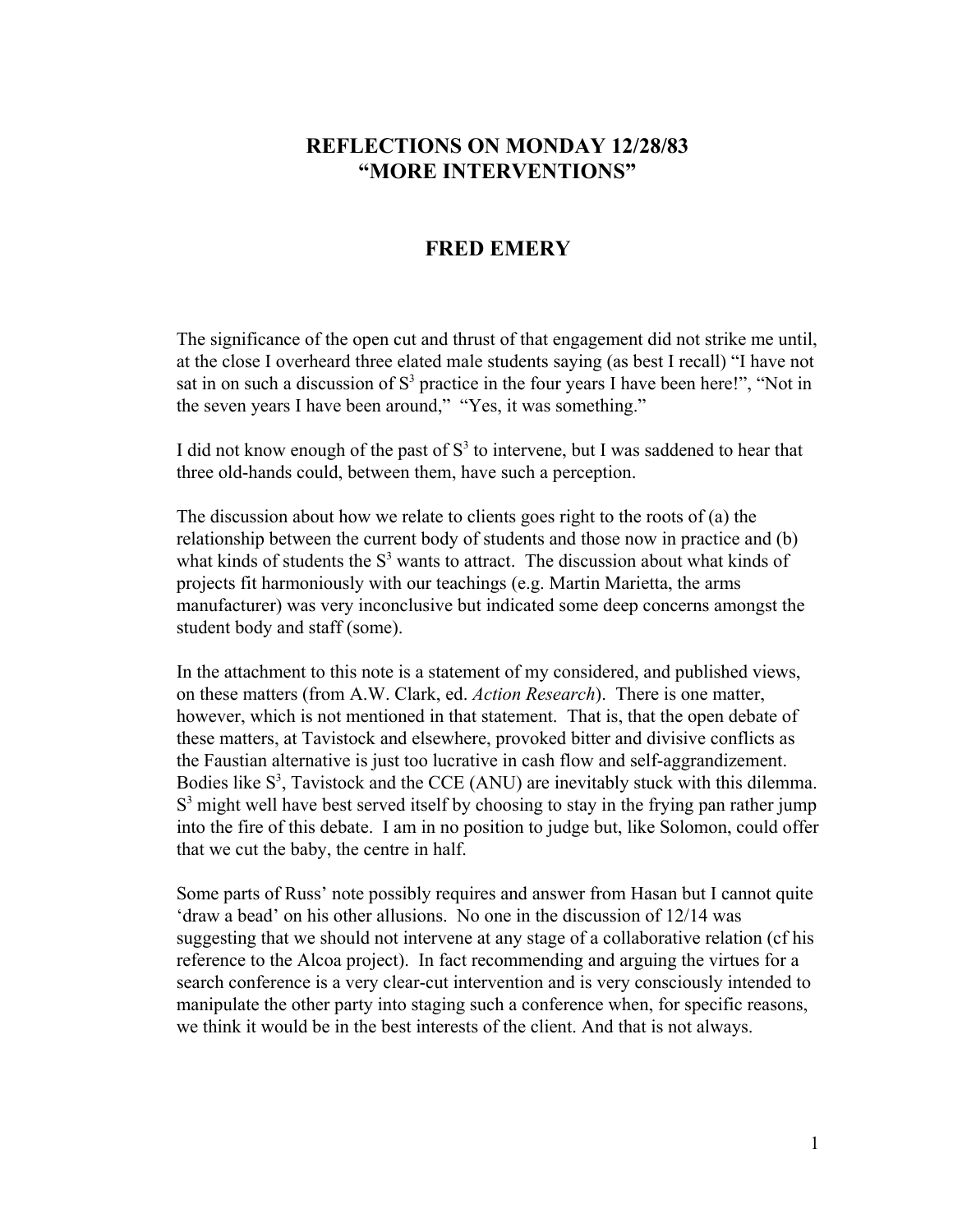# REFLECTIONS ON MONDAY 12/28/83 "MORE INTERVENTIONS"

## FRED EMERY

The significance of the open cut and thrust of that engagement did not strike me until, at the close I overheard three elated male students saying (as best I recall) "I have not sat in on such a discussion of $S^3$ practice in the four years I have been here!", "Not in the seven years I have been around," "Yes, it was something."

I did not know enough of the past of $S^3$ to intervene, but I was saddened to hear that three old-hands could, between them, have such a perception.

The discussion about how we relate to clients goes right to the roots of (a) the relationship between the current body of students and those now in practice and (b) what kinds of students the $S^3$ wants to attract. The discussion about what kinds of projects fit harmoniously with our teachings (e.g. Martin Marietta, the arms manufacturer) was very inconclusive but indicated some deep concerns amongst the student body and staff (some).

In the attachment to this note is a statement of my considered, and published views, on these matters (from A.W. Clark, ed. *Action Research*). There is one matter, however, which is not mentioned in that statement. That is, that the open debate of these matters, at Tavistock and elsewhere, provoked bitter and divisive conflicts as the Faustian alternative is just too lucrative in cash flow and self-aggrandizement. Bodies like $S^3$, Tavistock and the CCE (ANU) are inevitably stuck with this dilemma. $S^3$ might well have best served itself by choosing to stay in the frying pan rather jump into the fire of this debate. I am in no position to judge but, like Solomon, could offer that we cut the baby, the centre in half.

Some parts of Russ' note possibly requires and answer from Hasan but I cannot quite 'draw a bead' on his other allusions. No one in the discussion of 12/14 was suggesting that we should not intervene at any stage of a collaborative relation (cf his reference to the Alcoa project). In fact recommending and arguing the virtues for a search conference is a very clear-cut intervention and is very consciously intended to manipulate the other party into staging such a conference when, for specific reasons, we think it would be in the best interests of the client. And that is not always.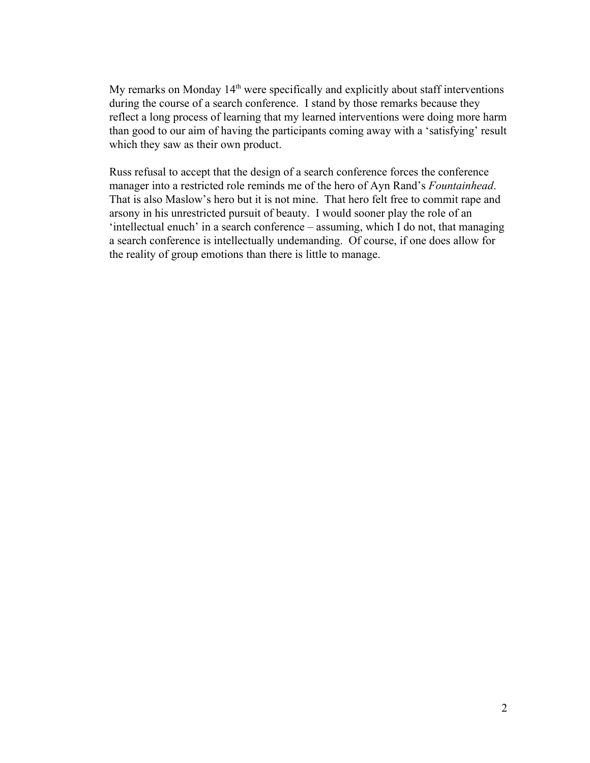My remarks on Monday 14th were specifically and explicitly about staff interventions during the course of a search conference. I stand by those remarks because they reflect a long process of learning that my learned interventions were doing more harm than good to our aim of having the participants coming away with a 'satisfying' result which they saw as their own product.

Russ refusal to accept that the design of a search conference forces the conference manager into a restricted role reminds me of the hero of Ayn Rand's *Fountainhead*. That is also Maslow's hero but it is not mine. That hero felt free to commit rape and arsony in his unrestricted pursuit of beauty. I would sooner play the role of an 'intellectual enuch' in a search conference – assuming, which I do not, that managing a search conference is intellectually undemanding. Of course, if one does allow for the reality of group emotions than there is little to manage.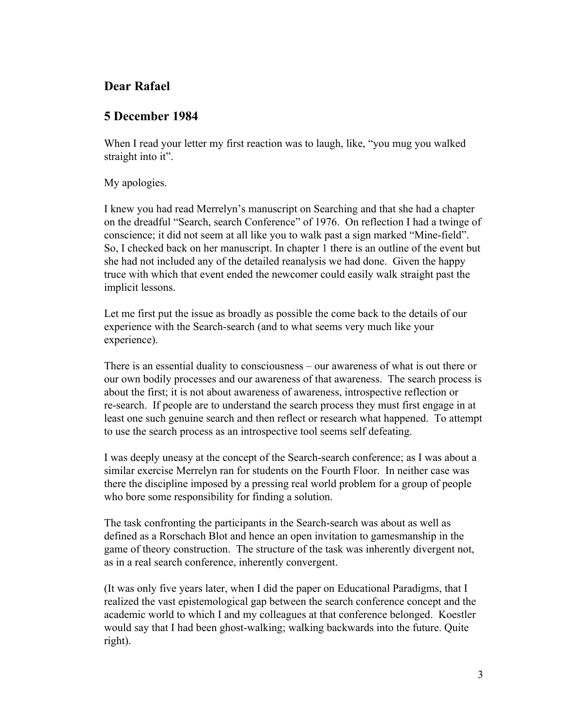## Dear Rafael

## 5 December 1984

When I read your letter my first reaction was to laugh, like, "you mug you walked straight into it".

My apologies.

I knew you had read Merrelyn's manuscript on Searching and that she had a chapter on the dreadful "Search, search Conference" of 1976. On reflection I had a twinge of conscience; it did not seem at all like you to walk past a sign marked "Mine-field". So, I checked back on her manuscript. In chapter 1 there is an outline of the event but she had not included any of the detailed reanalysis we had done. Given the happy truce with which that event ended the newcomer could easily walk straight past the implicit lessons.

Let me first put the issue as broadly as possible the come back to the details of our experience with the Search-search (and to what seems very much like your experience).

There is an essential duality to consciousness – our awareness of what is out there or our own bodily processes and our awareness of that awareness. The search process is about the first; it is not about awareness of awareness, introspective reflection or re-search. If people are to understand the search process they must first engage in at least one such genuine search and then reflect or research what happened. To attempt to use the search process as an introspective tool seems self defeating.

I was deeply uneasy at the concept of the Search-search conference; as I was about a similar exercise Merrelyn ran for students on the Fourth Floor. In neither case was there the discipline imposed by a pressing real world problem for a group of people who bore some responsibility for finding a solution.

The task confronting the participants in the Search-search was about as well as defined as a Rorschach Blot and hence an open invitation to gamesmanship in the game of theory construction. The structure of the task was inherently divergent not, as in a real search conference, inherently convergent.

(It was only five years later, when I did the paper on Educational Paradigms, that I realized the vast epistemological gap between the search conference concept and the academic world to which I and my colleagues at that conference belonged. Koestler would say that I had been ghost-walking; walking backwards into the future. Quite right).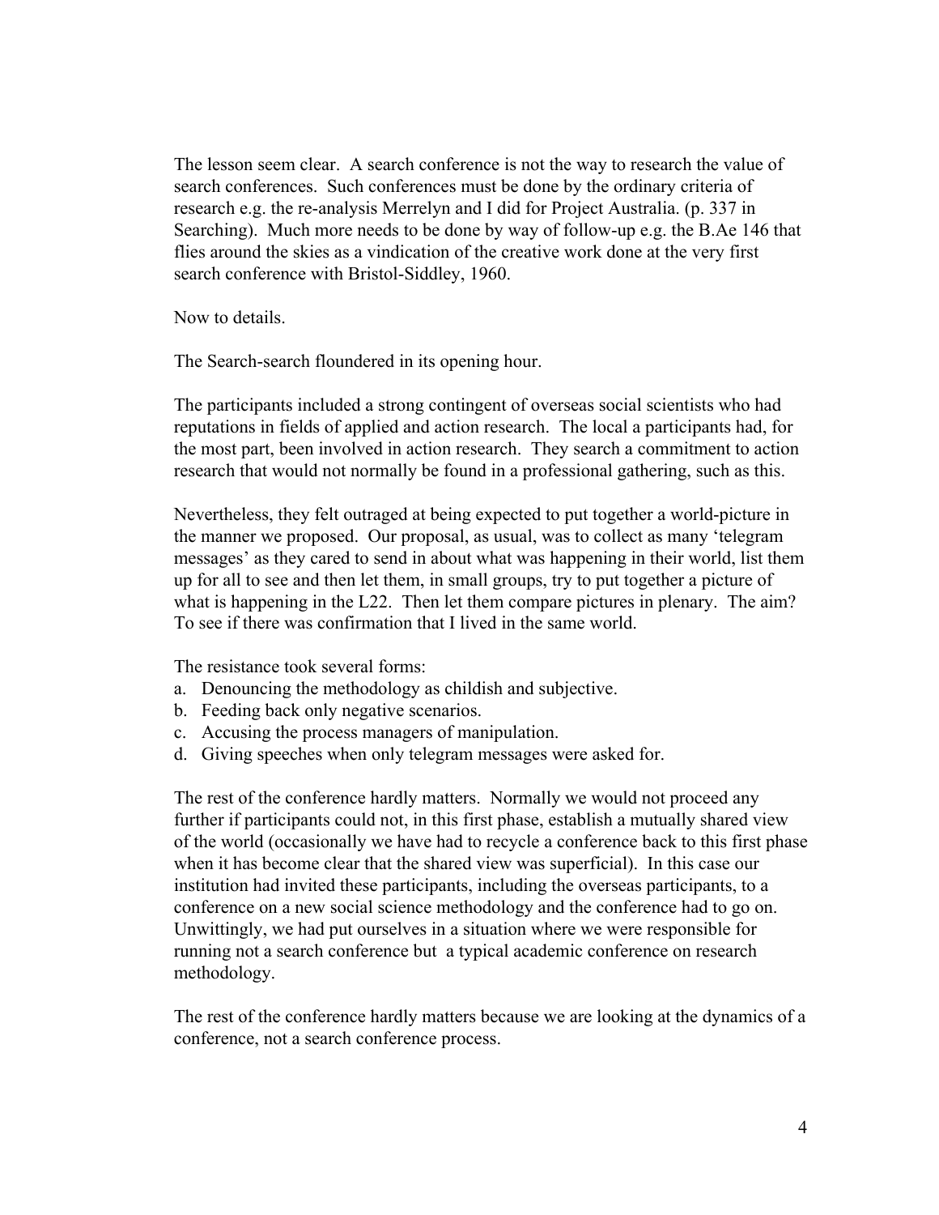The lesson seem clear. A search conference is not the way to research the value of search conferences. Such conferences must be done by the ordinary criteria of research e.g. the re-analysis Merrelyn and I did for Project Australia. (p. 337 in Searching). Much more needs to be done by way of follow-up e.g. the B.Ae 146 that flies around the skies as a vindication of the creative work done at the very first search conference with Bristol-Siddley, 1960.

Now to details.

The Search-search floundered in its opening hour.

The participants included a strong contingent of overseas social scientists who had reputations in fields of applied and action research. The local a participants had, for the most part, been involved in action research. They search a commitment to action research that would not normally be found in a professional gathering, such as this.

Nevertheless, they felt outraged at being expected to put together a world-picture in the manner we proposed. Our proposal, as usual, was to collect as many 'telegram messages' as they cared to send in about what was happening in their world, list them up for all to see and then let them, in small groups, try to put together a picture of what is happening in the L22. Then let them compare pictures in plenary. The aim? To see if there was confirmation that I lived in the same world.

The resistance took several forms:

a. Denouncing the methodology as childish and subjective.
b. Feeding back only negative scenarios.
c. Accusing the process managers of manipulation.
d. Giving speeches when only telegram messages were asked for.

The rest of the conference hardly matters. Normally we would not proceed any further if participants could not, in this first phase, establish a mutually shared view of the world (occasionally we have had to recycle a conference back to this first phase when it has become clear that the shared view was superficial). In this case our institution had invited these participants, including the overseas participants, to a conference on a new social science methodology and the conference had to go on. Unwittingly, we had put ourselves in a situation where we were responsible for running not a search conference but a typical academic conference on research methodology.

The rest of the conference hardly matters because we are looking at the dynamics of a conference, not a search conference process.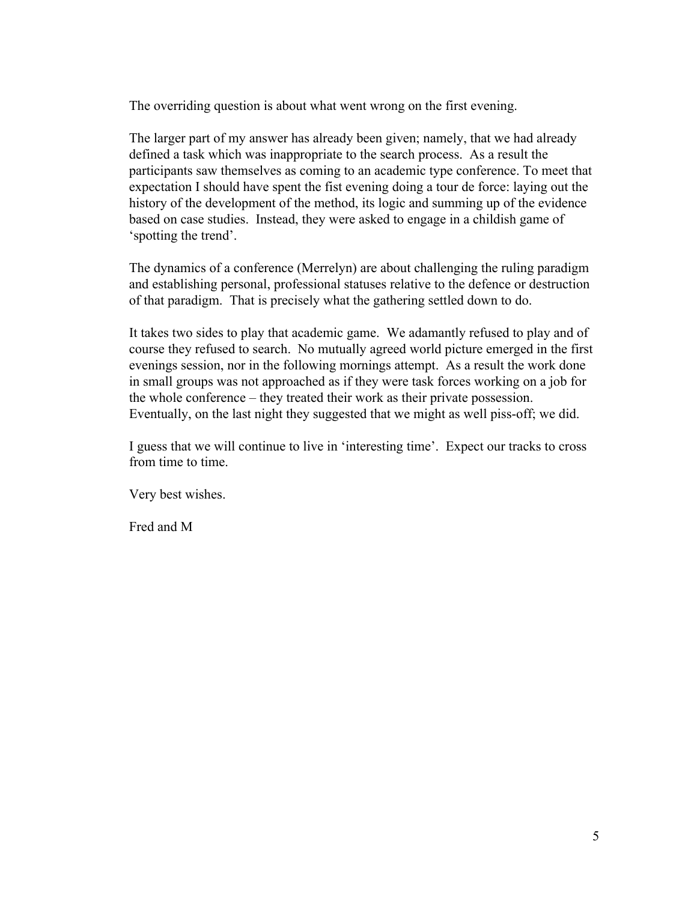The overriding question is about what went wrong on the first evening.

The larger part of my answer has already been given; namely, that we had already defined a task which was inappropriate to the search process. As a result the participants saw themselves as coming to an academic type conference. To meet that expectation I should have spent the fist evening doing a tour de force: laying out the history of the development of the method, its logic and summing up of the evidence based on case studies. Instead, they were asked to engage in a childish game of 'spotting the trend'.

The dynamics of a conference (Merrelyn) are about challenging the ruling paradigm and establishing personal, professional statuses relative to the defence or destruction of that paradigm. That is precisely what the gathering settled down to do.

It takes two sides to play that academic game. We adamantly refused to play and of course they refused to search. No mutually agreed world picture emerged in the first evenings session, nor in the following mornings attempt. As a result the work done in small groups was not approached as if they were task forces working on a job for the whole conference – they treated their work as their private possession. Eventually, on the last night they suggested that we might as well piss-off; we did.

I guess that we will continue to live in 'interesting time'. Expect our tracks to cross from time to time.

Very best wishes.

Fred and M